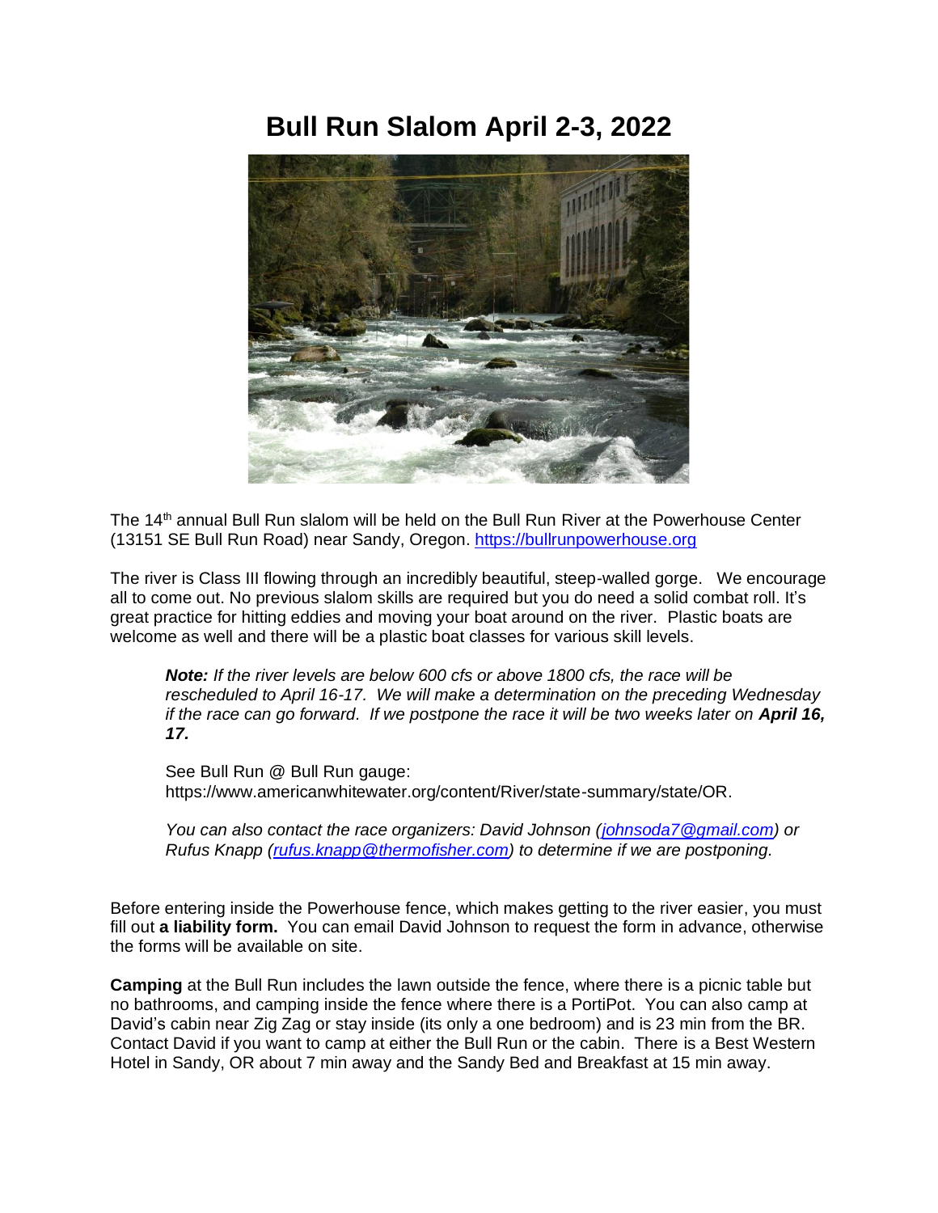# Bull Run Slalom April 2-3, 2022

The 14th annual Bull Run slalom will be held on the Bull Run River at the Powerhouse Center (13151 SE Bull Run Road) near Sandy, Oregon. [https://bullrunpowerhouse.org](https://bullrunpowerhouse.org)

The river is Class III flowing through an incredibly beautiful, steep-walled gorge. We encourage all to come out. No previous slalom skills are required but you do need a solid combat roll. It's great practice for hitting eddies and moving your boat around on the river. Plastic boats are welcome as well and there will be a plastic boat classes for various skill levels.

> ***Note:*** *If the river levels are below 600 cfs or above 1800 cfs, the race will be rescheduled to April 16-17. We will make a determination on the preceding Wednesday if the race can go forward. If we postpone the race it will be two weeks later on **April 16, 17.***
>
> See Bull Run @ Bull Run gauge: https://www.americanwhitewater.org/content/River/state-summary/state/OR.
>
> *You can also contact the race organizers: David Johnson ([johnsoda7@gmail.com](mailto:johnsoda7@gmail.com)) or Rufus Knapp ([rufus.knapp@thermofisher.com](mailto:rufus.knapp@thermofisher.com)) to determine if we are postponing.*

Before entering inside the Powerhouse fence, which makes getting to the river easier, you must fill out **a liability form.** You can email David Johnson to request the form in advance, otherwise the forms will be available on site.

**Camping** at the Bull Run includes the lawn outside the fence, where there is a picnic table but no bathrooms, and camping inside the fence where there is a PortiPot. You can also camp at David's cabin near Zig Zag or stay inside (its only a one bedroom) and is 23 min from the BR. Contact David if you want to camp at either the Bull Run or the cabin. There is a Best Western Hotel in Sandy, OR about 7 min away and the Sandy Bed and Breakfast at 15 min away.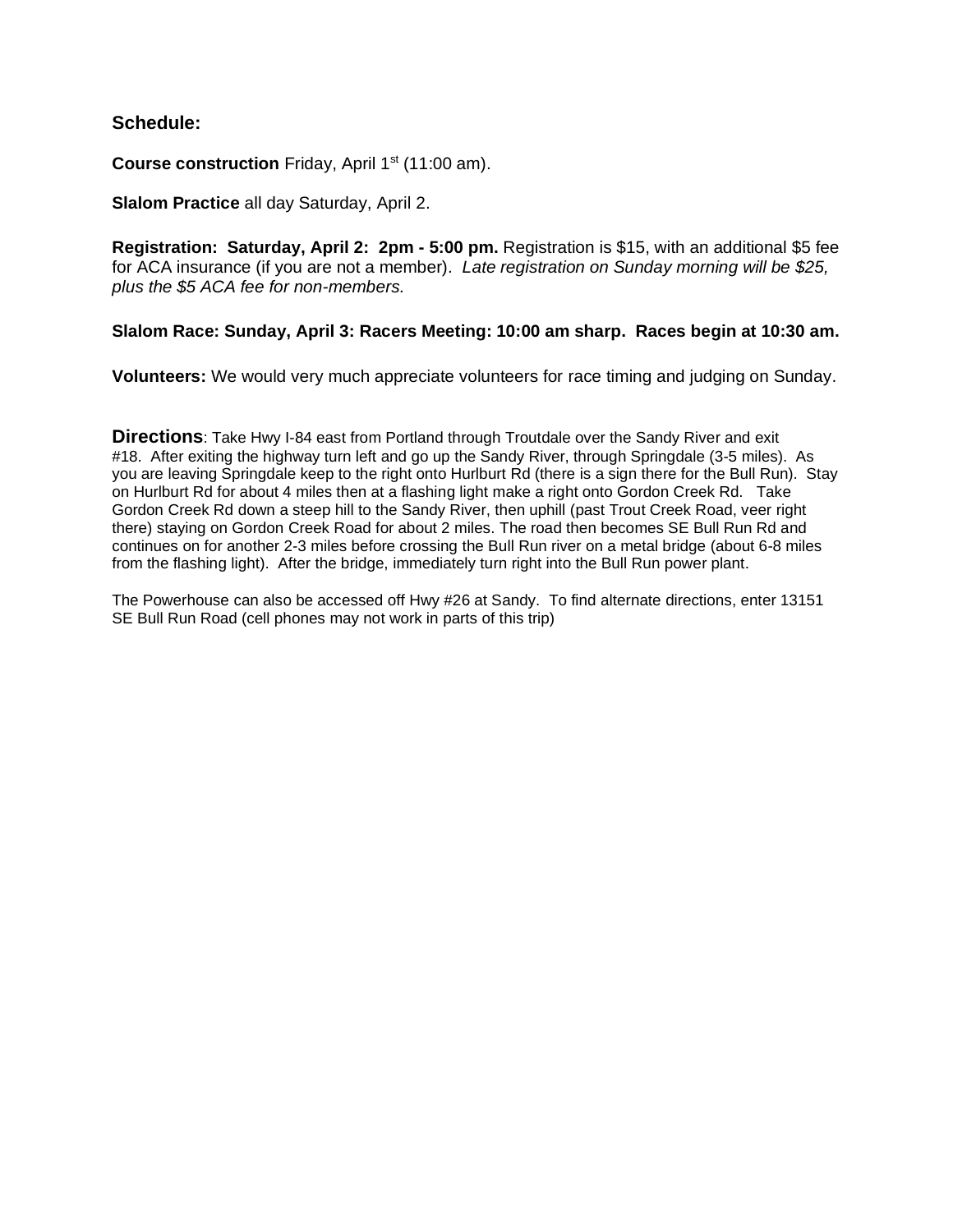### Schedule:

**Course construction** Friday, April 1st (11:00 am).

**Slalom Practice** all day Saturday, April 2.

**Registration: Saturday, April 2: 2pm - 5:00 pm.** Registration is $15, with an additional $5 fee for ACA insurance (if you are not a member). *Late registration on Sunday morning will be $25, plus the $5 ACA fee for non-members.*

**Slalom Race: Sunday, April 3: Racers Meeting: 10:00 am sharp. Races begin at 10:30 am.**

**Volunteers:** We would very much appreciate volunteers for race timing and judging on Sunday.

**Directions**: Take Hwy I-84 east from Portland through Troutdale over the Sandy River and exit #18. After exiting the highway turn left and go up the Sandy River, through Springdale (3-5 miles). As you are leaving Springdale keep to the right onto Hurlburt Rd (there is a sign there for the Bull Run). Stay on Hurlburt Rd for about 4 miles then at a flashing light make a right onto Gordon Creek Rd. Take Gordon Creek Rd down a steep hill to the Sandy River, then uphill (past Trout Creek Road, veer right there) staying on Gordon Creek Road for about 2 miles. The road then becomes SE Bull Run Rd and continues on for another 2-3 miles before crossing the Bull Run river on a metal bridge (about 6-8 miles from the flashing light). After the bridge, immediately turn right into the Bull Run power plant.

The Powerhouse can also be accessed off Hwy #26 at Sandy. To find alternate directions, enter 13151 SE Bull Run Road (cell phones may not work in parts of this trip)